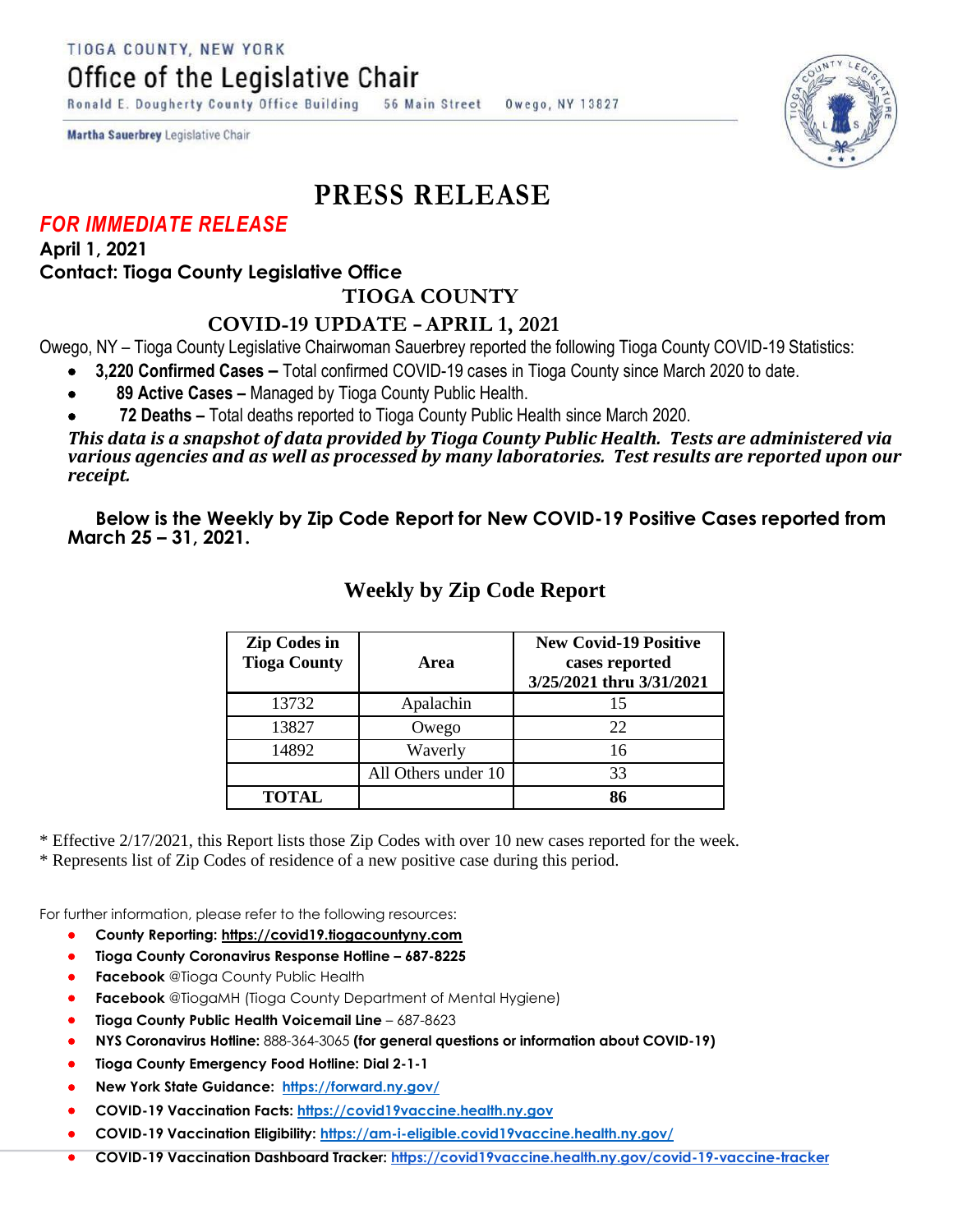TIOGA COUNTY, NEW YORK

Office of the Legislative Chair

Ronald E. Dougherty County Office Building 56 Main Street Owego, NY 13827

**Martha Sauerbrey** Legislative Chair

# PRESS RELEASE

***FOR IMMEDIATE RELEASE***

**April 1, 2021**

**Contact: Tioga County Legislative Office**

## TIOGA COUNTY

## COVID-19 UPDATE – APRIL 1, 2021

Owego, NY – Tioga County Legislative Chairwoman Sauerbrey reported the following Tioga County COVID-19 Statistics:

- **3,220 Confirmed Cases –** Total confirmed COVID-19 cases in Tioga County since March 2020 to date.
- **89 Active Cases –** Managed by Tioga County Public Health.
- **72 Deaths –** Total deaths reported to Tioga County Public Health since March 2020.

***This data is a snapshot of data provided by Tioga County Public Health. Tests are administered via various agencies and as well as processed by many laboratories. Test results are reported upon our receipt.***

**Below is the Weekly by Zip Code Report for New COVID-19 Positive Cases reported from March 25 – 31, 2021.**

### Weekly by Zip Code Report

| Zip Codes in Tioga County | Area | New Covid-19 Positive cases reported 3/25/2021 thru 3/31/2021 |
|---|---|---|
| 13732 | Apalachin | 15 |
| 13827 | Owego | 22 |
| 14892 | Waverly | 16 |
| | All Others under 10 | 33 |
| **TOTAL** | | **86** |

* Effective 2/17/2021, this Report lists those Zip Codes with over 10 new cases reported for the week.
* Represents list of Zip Codes of residence of a new positive case during this period.

For further information, please refer to the following resources:

- **County Reporting: https://covid19.tiogacountyny.com**
- **Tioga County Coronavirus Response Hotline – 687-8225**
- **Facebook** @Tioga County Public Health
- **Facebook** @TiogaMH (Tioga County Department of Mental Hygiene)
- **Tioga County Public Health Voicemail Line** – 687-8623
- **NYS Coronavirus Hotline:** 888-364-3065 **(for general questions or information about COVID-19)**
- **Tioga County Emergency Food Hotline: Dial 2-1-1**
- **New York State Guidance:** https://forward.ny.gov/
- **COVID-19 Vaccination Facts:** https://covid19vaccine.health.ny.gov
- **COVID-19 Vaccination Eligibility:** https://am-i-eligible.covid19vaccine.health.ny.gov/
- **COVID-19 Vaccination Dashboard Tracker:** https://covid19vaccine.health.ny.gov/covid-19-vaccine-tracker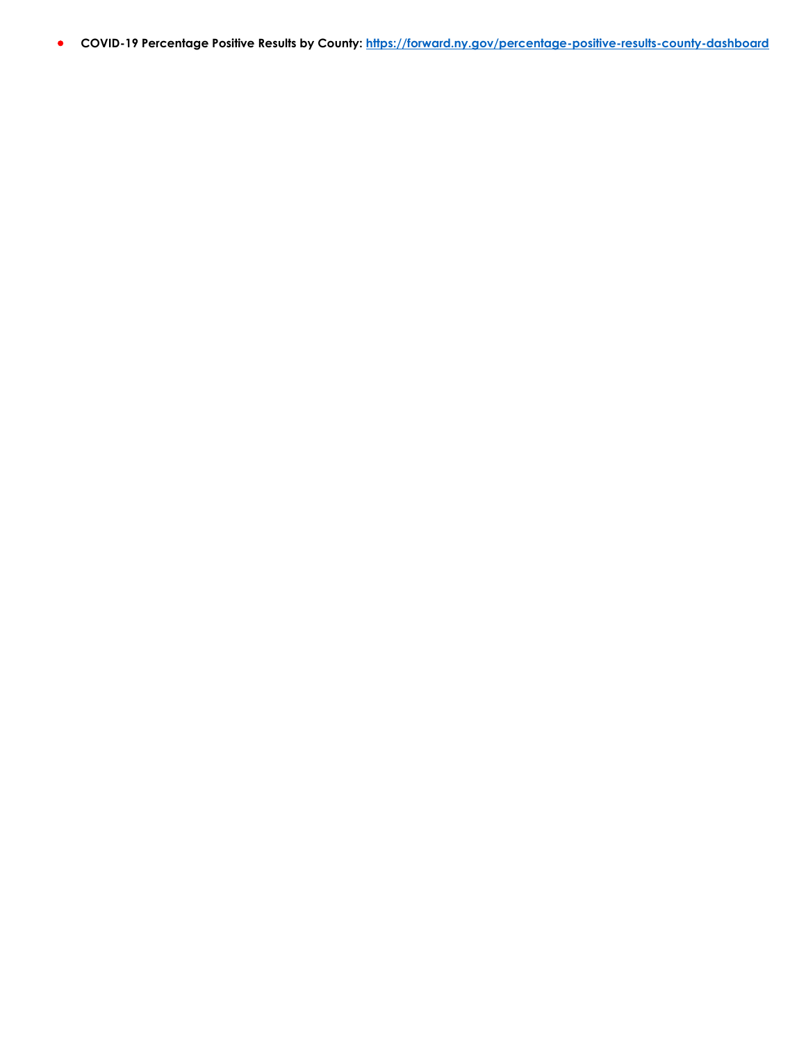- **COVID-19 Percentage Positive Results by County: https://forward.ny.gov/percentage-positive-results-county-dashboard**